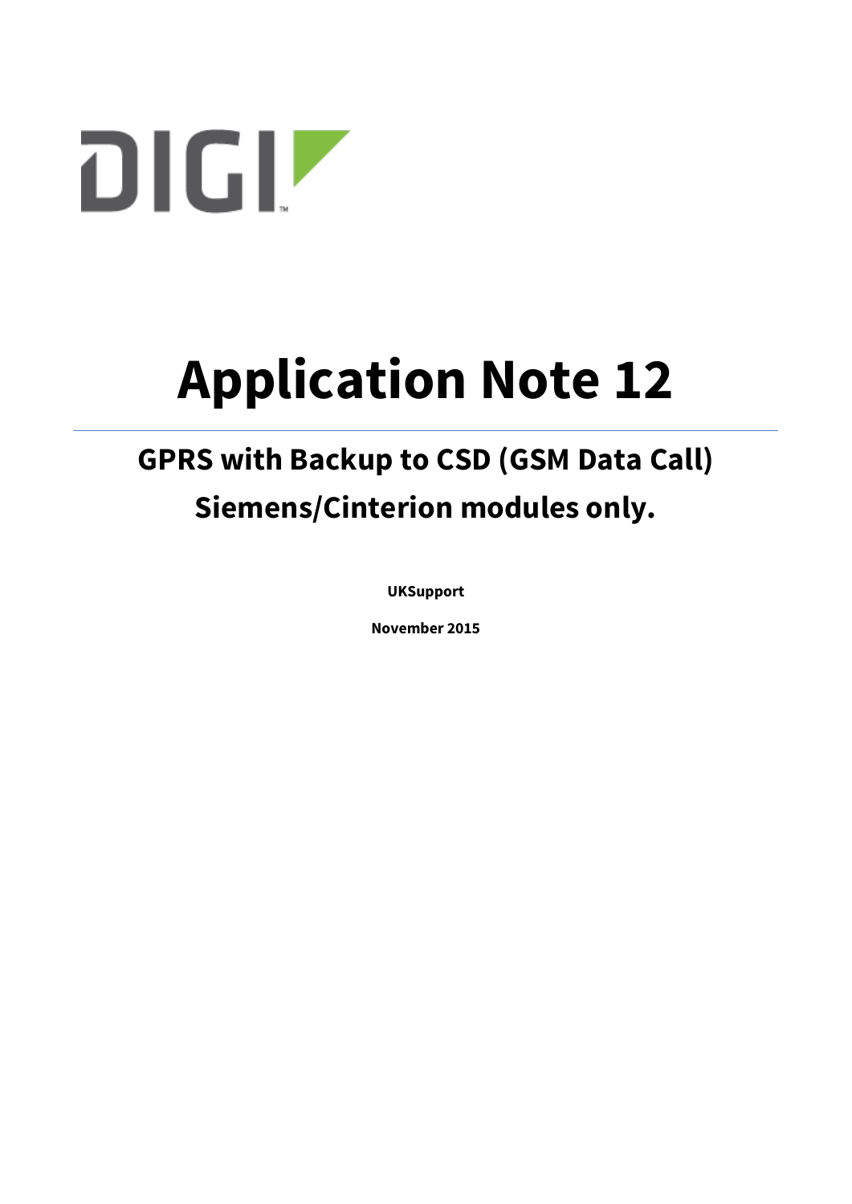DIGI

# Application Note 12

## GPRS with Backup to CSD (GSM Data Call) Siemens/Cinterion modules only.

**UKSupport**

**November 2015**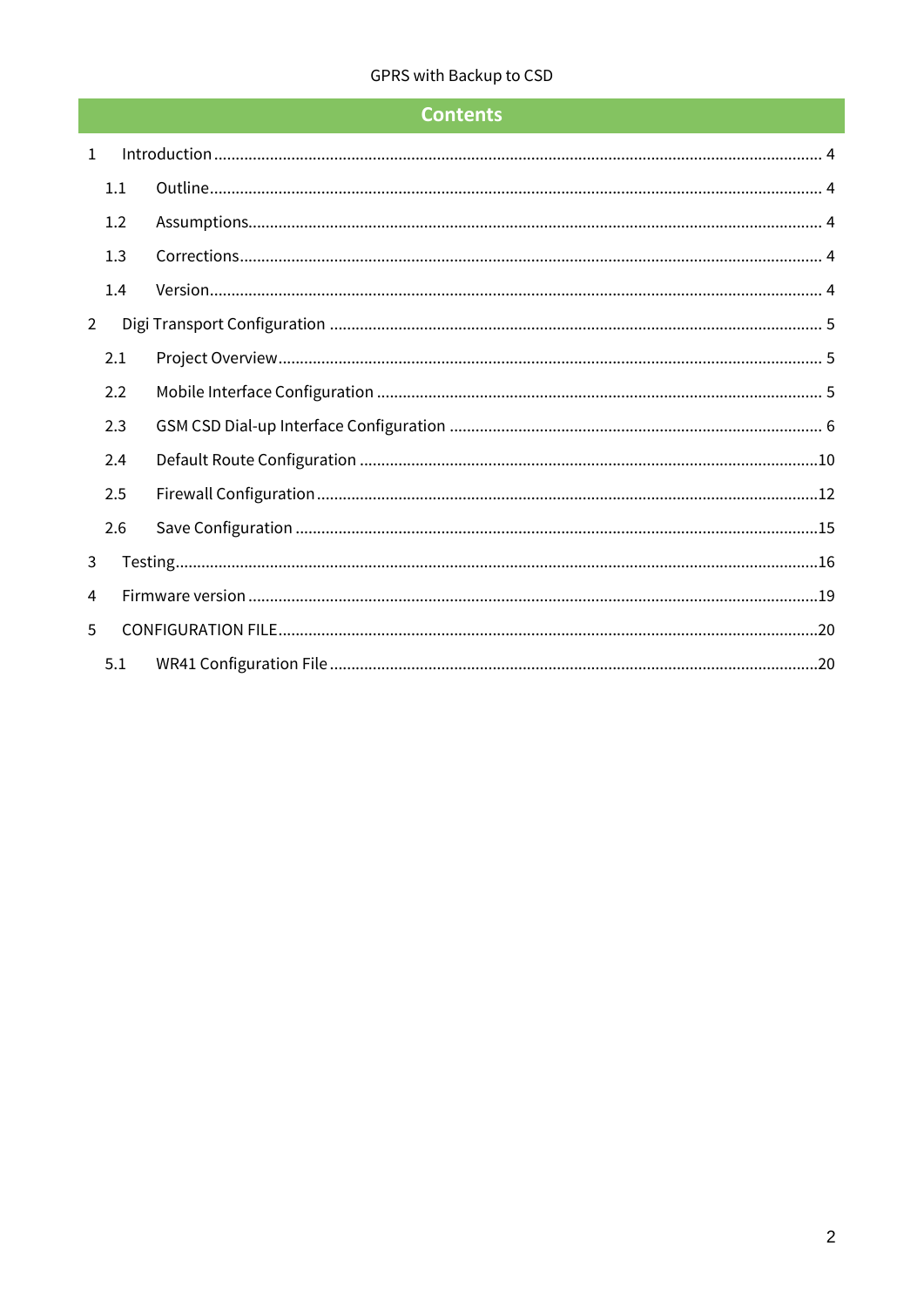# Contents

1 Introduction ............................................................................................................................................ 4

1.1 Outline............................................................................................................................................. 4

1.2 Assumptions.................................................................................................................................... 4

1.3 Corrections...................................................................................................................................... 4

1.4 Version............................................................................................................................................. 4

2 Digi Transport Configuration ................................................................................................................. 5

2.1 Project Overview............................................................................................................................. 5

2.2 Mobile Interface Configuration ...................................................................................................... 5

2.3 GSM CSD Dial-up Interface Configuration ..................................................................................... 6

2.4 Default Route Configuration .........................................................................................................10

2.5 Firewall Configuration ...................................................................................................................12

2.6 Save Configuration ........................................................................................................................15

3 Testing....................................................................................................................................................16

4 Firmware version ...................................................................................................................................19

5 CONFIGURATION FILE............................................................................................................................20

5.1 WR41 Configuration File ................................................................................................................20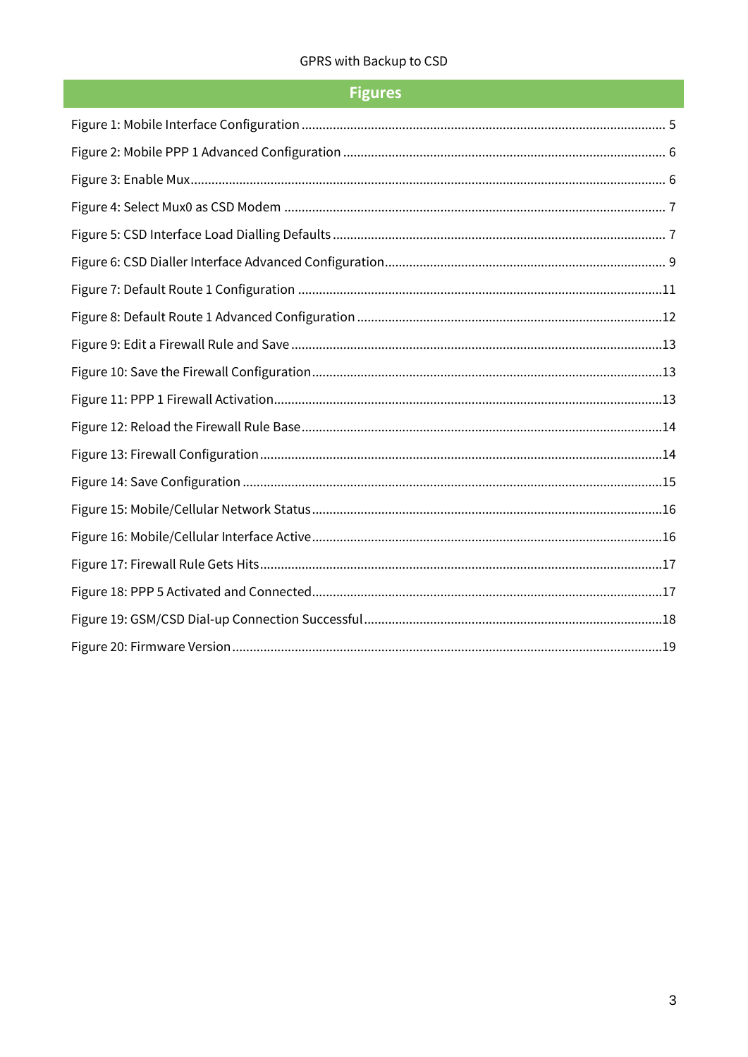## Figures

Figure 1: Mobile Interface Configuration ........................................................ 5

Figure 2: Mobile PPP 1 Advanced Configuration ........................................................ 6

Figure 3: Enable Mux ........................................................ 6

Figure 4: Select Mux0 as CSD Modem ........................................................ 7

Figure 5: CSD Interface Load Dialling Defaults ........................................................ 7

Figure 6: CSD Dialler Interface Advanced Configuration ........................................................ 9

Figure 7: Default Route 1 Configuration ........................................................ 11

Figure 8: Default Route 1 Advanced Configuration ........................................................ 12

Figure 9: Edit a Firewall Rule and Save ........................................................ 13

Figure 10: Save the Firewall Configuration ........................................................ 13

Figure 11: PPP 1 Firewall Activation ........................................................ 13

Figure 12: Reload the Firewall Rule Base ........................................................ 14

Figure 13: Firewall Configuration ........................................................ 14

Figure 14: Save Configuration ........................................................ 15

Figure 15: Mobile/Cellular Network Status ........................................................ 16

Figure 16: Mobile/Cellular Interface Active ........................................................ 16

Figure 17: Firewall Rule Gets Hits ........................................................ 17

Figure 18: PPP 5 Activated and Connected ........................................................ 17

Figure 19: GSM/CSD Dial-up Connection Successful ........................................................ 18

Figure 20: Firmware Version ........................................................ 19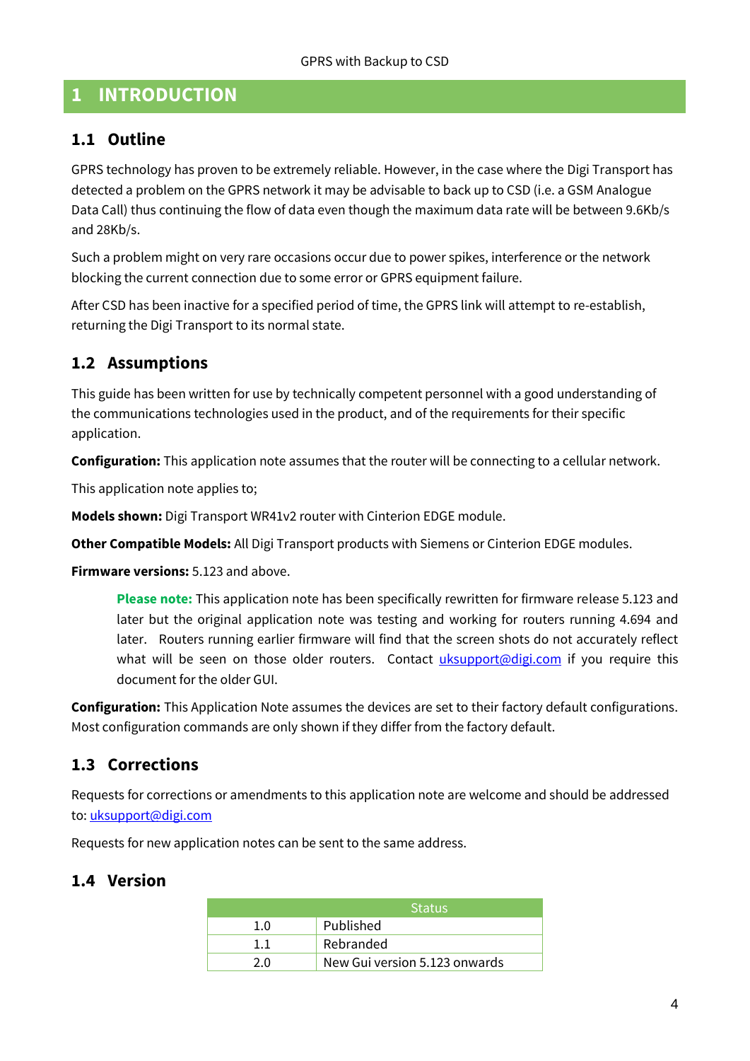# 1 INTRODUCTION

## 1.1 Outline

GPRS technology has proven to be extremely reliable. However, in the case where the Digi Transport has detected a problem on the GPRS network it may be advisable to back up to CSD (i.e. a GSM Analogue Data Call) thus continuing the flow of data even though the maximum data rate will be between 9.6Kb/s and 28Kb/s.

Such a problem might on very rare occasions occur due to power spikes, interference or the network blocking the current connection due to some error or GPRS equipment failure.

After CSD has been inactive for a specified period of time, the GPRS link will attempt to re-establish, returning the Digi Transport to its normal state.

## 1.2 Assumptions

This guide has been written for use by technically competent personnel with a good understanding of the communications technologies used in the product, and of the requirements for their specific application.

**Configuration:** This application note assumes that the router will be connecting to a cellular network.

This application note applies to;

**Models shown:** Digi Transport WR41v2 router with Cinterion EDGE module.

**Other Compatible Models:** All Digi Transport products with Siemens or Cinterion EDGE modules.

**Firmware versions:** 5.123 and above.

> **Please note:** This application note has been specifically rewritten for firmware release 5.123 and later but the original application note was testing and working for routers running 4.694 and later. Routers running earlier firmware will find that the screen shots do not accurately reflect what will be seen on those older routers. Contact uksupport@digi.com if you require this document for the older GUI.

**Configuration:** This Application Note assumes the devices are set to their factory default configurations. Most configuration commands are only shown if they differ from the factory default.

## 1.3 Corrections

Requests for corrections or amendments to this application note are welcome and should be addressed to: uksupport@digi.com

Requests for new application notes can be sent to the same address.

## 1.4 Version

| | Status |
|---|---|
| 1.0 | Published |
| 1.1 | Rebranded |
| 2.0 | New Gui version 5.123 onwards |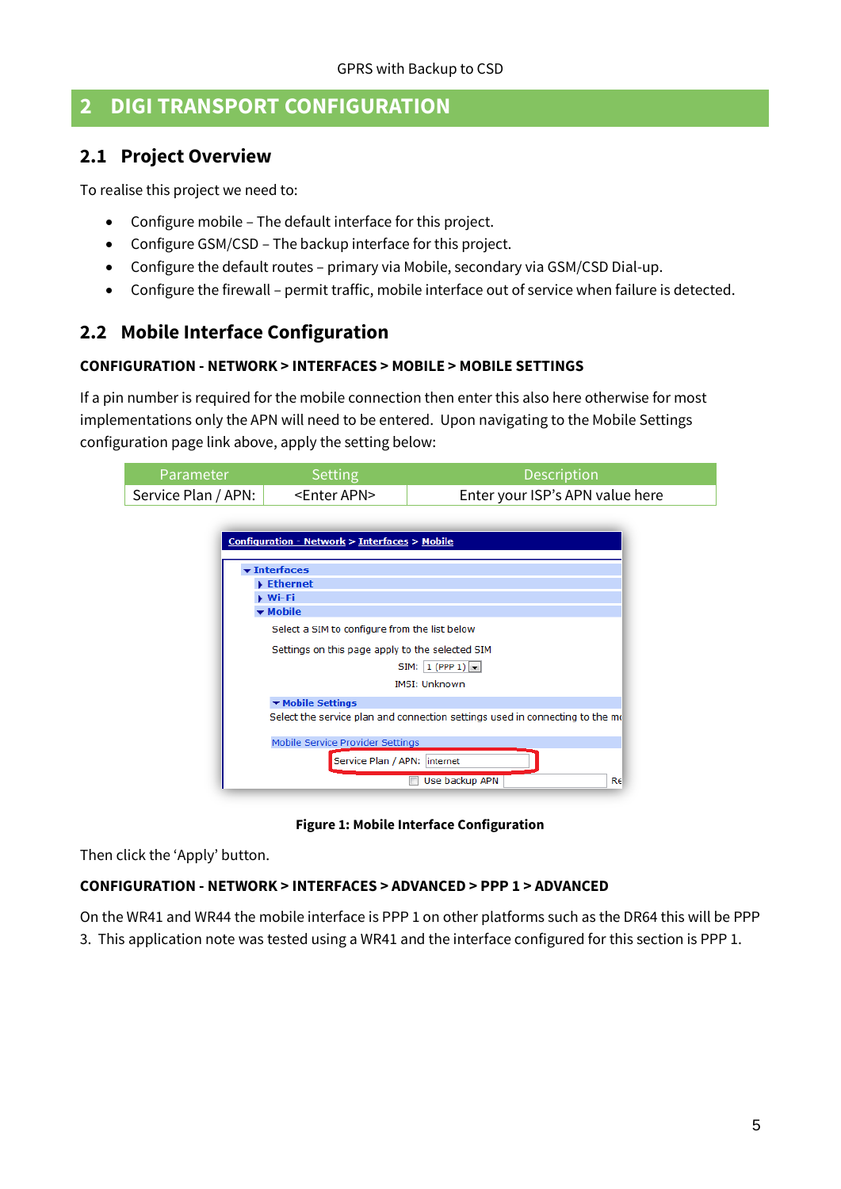## 2 DIGI TRANSPORT CONFIGURATION

### 2.1 Project Overview

To realise this project we need to:

- Configure mobile – The default interface for this project.
- Configure GSM/CSD – The backup interface for this project.
- Configure the default routes – primary via Mobile, secondary via GSM/CSD Dial-up.
- Configure the firewall – permit traffic, mobile interface out of service when failure is detected.

### 2.2 Mobile Interface Configuration

**CONFIGURATION - NETWORK > INTERFACES > MOBILE > MOBILE SETTINGS**

If a pin number is required for the mobile connection then enter this also here otherwise for most implementations only the APN will need to be entered. Upon navigating to the Mobile Settings configuration page link above, apply the setting below:

| Parameter | Setting | Description |
|---|---|---|
| Service Plan / APN: | <Enter APN> | Enter your ISP's APN value here |

**Figure 1: Mobile Interface Configuration**

Then click the 'Apply' button.

**CONFIGURATION - NETWORK > INTERFACES > ADVANCED > PPP 1 > ADVANCED**

On the WR41 and WR44 the mobile interface is PPP 1 on other platforms such as the DR64 this will be PPP 3. This application note was tested using a WR41 and the interface configured for this section is PPP 1.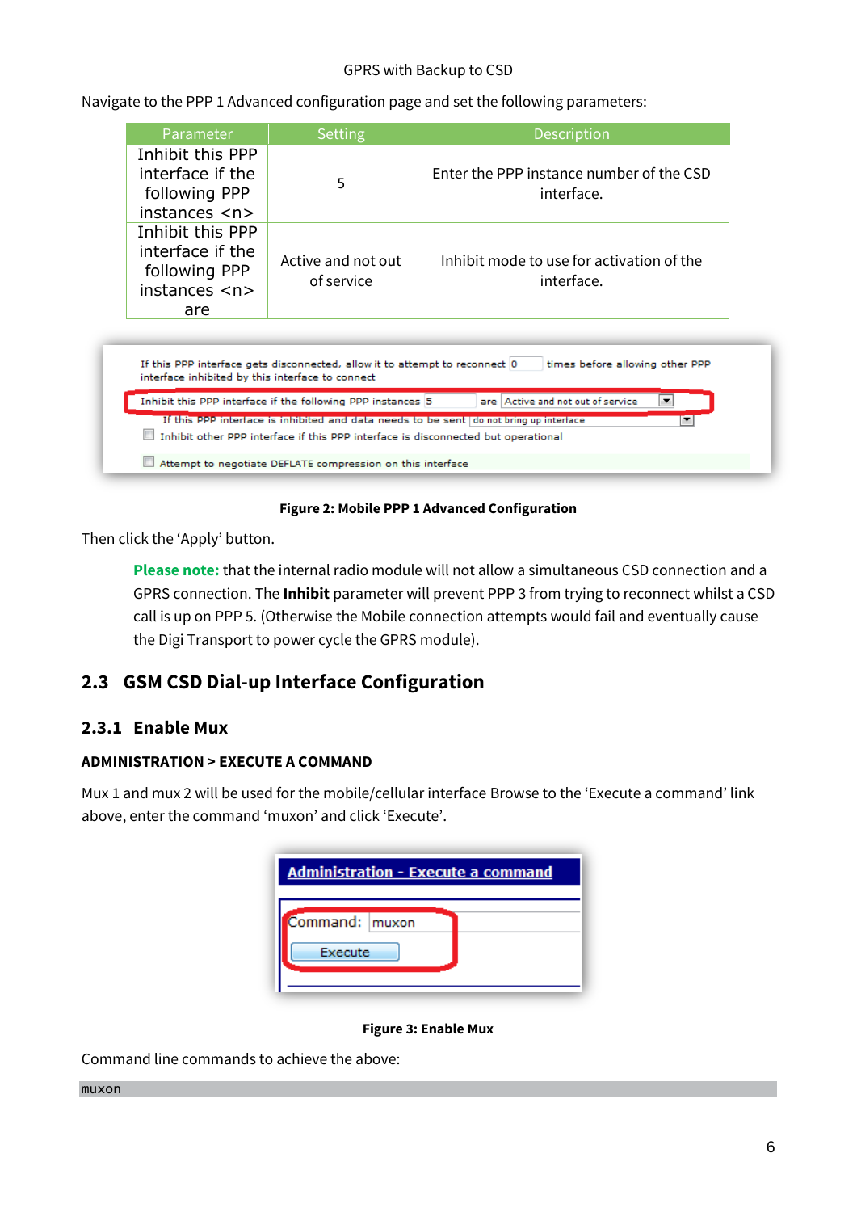GPRS with Backup to CSD

Navigate to the PPP 1 Advanced configuration page and set the following parameters:

| Parameter | Setting | Description |
|---|---|---|
| Inhibit this PPP interface if the following PPP instances <n> | 5 | Enter the PPP instance number of the CSD interface. |
| Inhibit this PPP interface if the following PPP instances <n> are | Active and not out of service | Inhibit mode to use for activation of the interface. |

Figure 2: Mobile PPP 1 Advanced Configuration

Then click the 'Apply' button.

> **Please note:** that the internal radio module will not allow a simultaneous CSD connection and a GPRS connection. The **Inhibit** parameter will prevent PPP 3 from trying to reconnect whilst a CSD call is up on PPP 5. (Otherwise the Mobile connection attempts would fail and eventually cause the Digi Transport to power cycle the GPRS module).

## 2.3 GSM CSD Dial-up Interface Configuration

### 2.3.1 Enable Mux

**ADMINISTRATION > EXECUTE A COMMAND**

Mux 1 and mux 2 will be used for the mobile/cellular interface Browse to the 'Execute a command' link above, enter the command 'muxon' and click 'Execute'.

Figure 3: Enable Mux

Command line commands to achieve the above:

```
muxon
```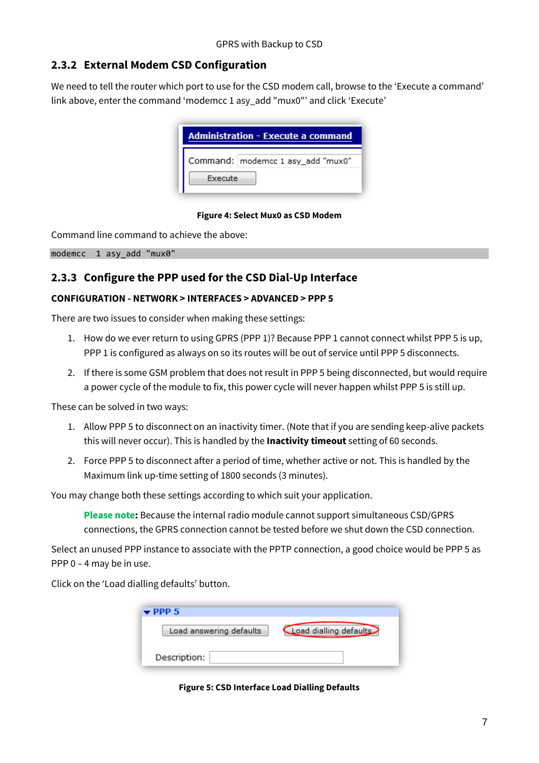## 2.3.2 External Modem CSD Configuration

We need to tell the router which port to use for the CSD modem call, browse to the 'Execute a command' link above, enter the command 'modemcc 1 asy_add "mux0"' and click 'Execute'

**Figure 4: Select Mux0 as CSD Modem**

Command line command to achieve the above:

```
modemcc  1 asy_add "mux0"
```

## 2.3.3 Configure the PPP used for the CSD Dial-Up Interface

**CONFIGURATION - NETWORK > INTERFACES > ADVANCED > PPP 5**

There are two issues to consider when making these settings:

1. How do we ever return to using GPRS (PPP 1)? Because PPP 1 cannot connect whilst PPP 5 is up, PPP 1 is configured as always on so its routes will be out of service until PPP 5 disconnects.
2. If there is some GSM problem that does not result in PPP 5 being disconnected, but would require a power cycle of the module to fix, this power cycle will never happen whilst PPP 5 is still up.

These can be solved in two ways:

1. Allow PPP 5 to disconnect on an inactivity timer. (Note that if you are sending keep-alive packets this will never occur). This is handled by the **Inactivity timeout** setting of 60 seconds.
2. Force PPP 5 to disconnect after a period of time, whether active or not. This is handled by the Maximum link up-time setting of 1800 seconds (3 minutes).

You may change both these settings according to which suit your application.

> **Please note:** Because the internal radio module cannot support simultaneous CSD/GPRS connections, the GPRS connection cannot be tested before we shut down the CSD connection.

Select an unused PPP instance to associate with the PPTP connection, a good choice would be PPP 5 as PPP 0 – 4 may be in use.

Click on the 'Load dialling defaults' button.

**Figure 5: CSD Interface Load Dialling Defaults**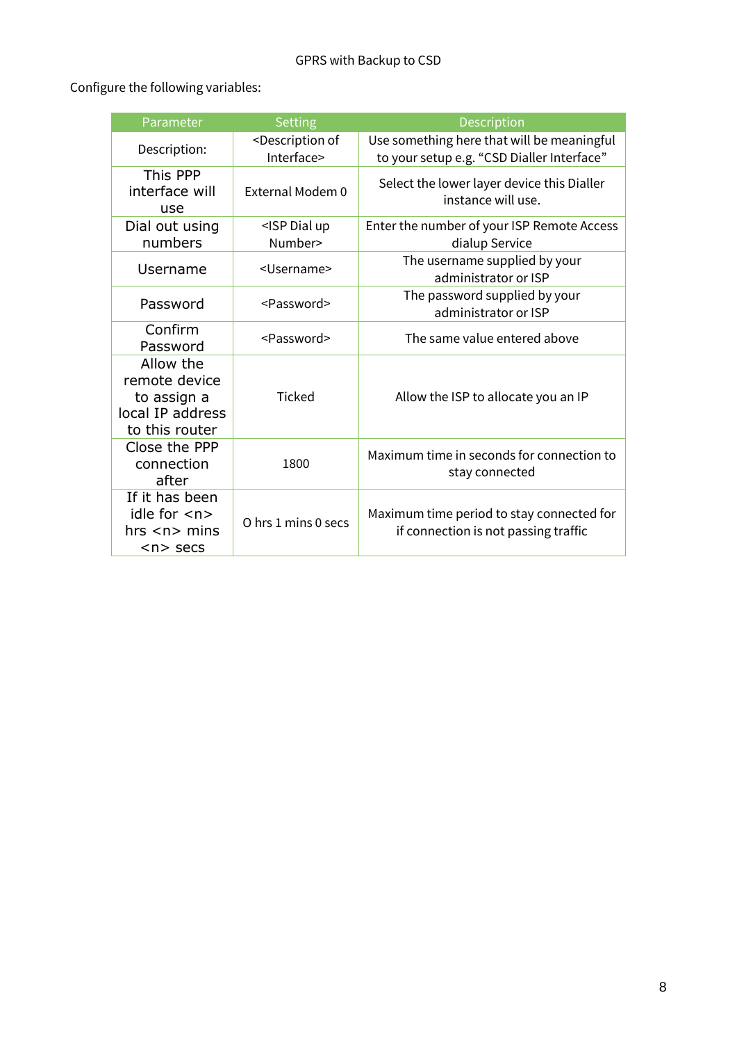Configure the following variables:

| Parameter | Setting | Description |
| --- | --- | --- |
| Description: | <Description of Interface> | Use something here that will be meaningful to your setup e.g. "CSD Dialler Interface" |
| This PPP interface will use | External Modem 0 | Select the lower layer device this Dialler instance will use. |
| Dial out using numbers | <ISP Dial up Number> | Enter the number of your ISP Remote Access dialup Service |
| Username | <Username> | The username supplied by your administrator or ISP |
| Password | <Password> | The password supplied by your administrator or ISP |
| Confirm Password | <Password> | The same value entered above |
| Allow the remote device to assign a local IP address to this router | Ticked | Allow the ISP to allocate you an IP |
| Close the PPP connection after | 1800 | Maximum time in seconds for connection to stay connected |
| If it has been idle for <n> hrs <n> mins <n> secs | O hrs 1 mins 0 secs | Maximum time period to stay connected for if connection is not passing traffic |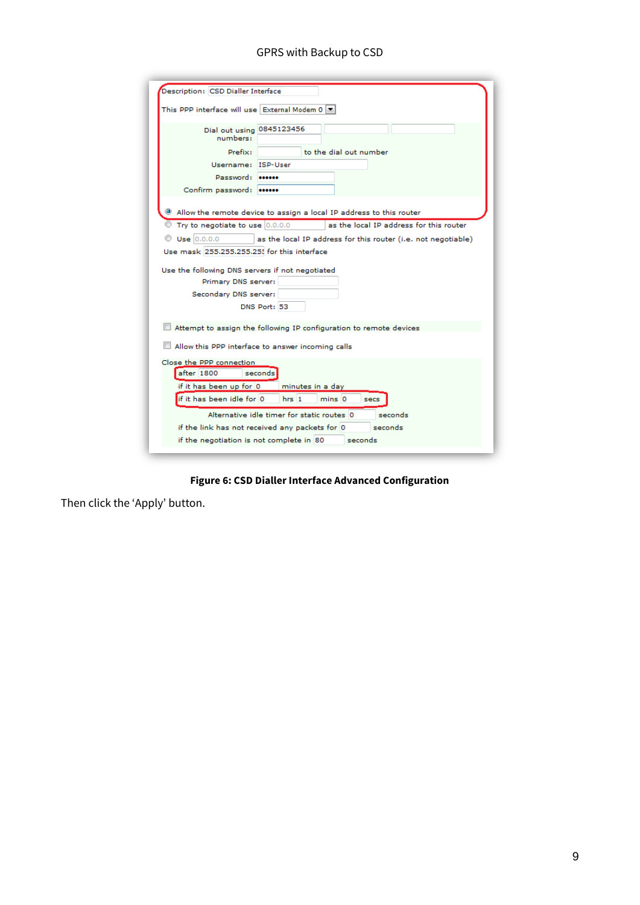Description: CSD Dialler Interface

This PPP interface will use External Modem 0

Dial out using numbers: 0845123456

Prefix: to the dial out number

Username: ISP-User

Password: ••••••

Confirm password: ••••••

Allow the remote device to assign a local IP address to this router

Try to negotiate to use 0.0.0.0 as the local IP address for this router

Use 0.0.0.0 as the local IP address for this router (i.e. not negotiable)

Use mask 255.255.255.255 for this interface

Use the following DNS servers if not negotiated

Primary DNS server:

Secondary DNS server:

DNS Port: 53

Attempt to assign the following IP configuration to remote devices

Allow this PPP interface to answer incoming calls

Close the PPP connection

after 1800 seconds

if it has been up for 0 minutes in a day

if it has been idle for 0 hrs 1 mins 0 secs

Alternative idle timer for static routes 0 seconds

if the link has not received any packets for 0 seconds

if the negotiation is not complete in 80 seconds

**Figure 6: CSD Dialler Interface Advanced Configuration**

Then click the 'Apply' button.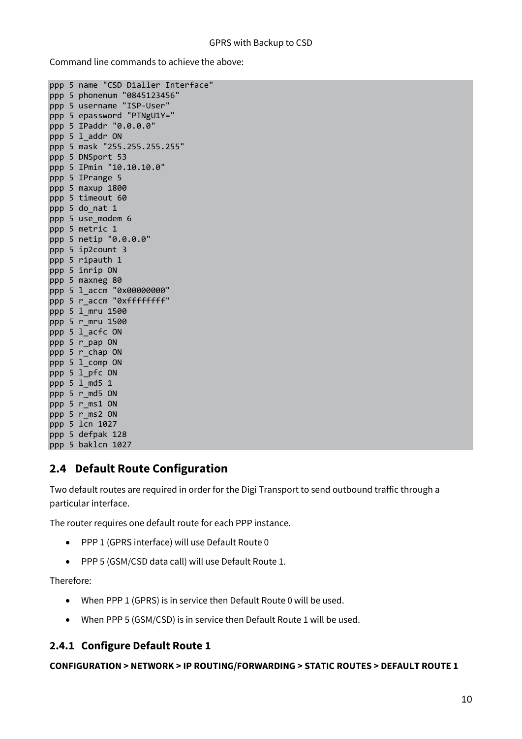Command line commands to achieve the above:

```
ppp 5 name "CSD Dialler Interface"
ppp 5 phonenum "0845123456"
ppp 5 username "ISP-User"
ppp 5 epassword "PTNgU1Y="
ppp 5 IPaddr "0.0.0.0"
ppp 5 l_addr ON
ppp 5 mask "255.255.255.255"
ppp 5 DNSport 53
ppp 5 IPmin "10.10.10.0"
ppp 5 IPrange 5
ppp 5 maxup 1800
ppp 5 timeout 60
ppp 5 do_nat 1
ppp 5 use_modem 6
ppp 5 metric 1
ppp 5 netip "0.0.0.0"
ppp 5 ip2count 3
ppp 5 ripauth 1
ppp 5 inrip ON
ppp 5 maxneg 80
ppp 5 l_accm "0x00000000"
ppp 5 r_accm "0xffffffff"
ppp 5 l_mru 1500
ppp 5 r_mru 1500
ppp 5 l_acfc ON
ppp 5 r_pap ON
ppp 5 r_chap ON
ppp 5 l_comp ON
ppp 5 l_pfc ON
ppp 5 l_md5 1
ppp 5 r_md5 ON
ppp 5 r_ms1 ON
ppp 5 r_ms2 ON
ppp 5 lcn 1027
ppp 5 defpak 128
ppp 5 baklcn 1027
```

## 2.4 Default Route Configuration

Two default routes are required in order for the Digi Transport to send outbound traffic through a particular interface.

The router requires one default route for each PPP instance.

- PPP 1 (GPRS interface) will use Default Route 0
- PPP 5 (GSM/CSD data call) will use Default Route 1.

Therefore:

- When PPP 1 (GPRS) is in service then Default Route 0 will be used.
- When PPP 5 (GSM/CSD) is in service then Default Route 1 will be used.

### 2.4.1 Configure Default Route 1

**CONFIGURATION > NETWORK > IP ROUTING/FORWARDING > STATIC ROUTES > DEFAULT ROUTE 1**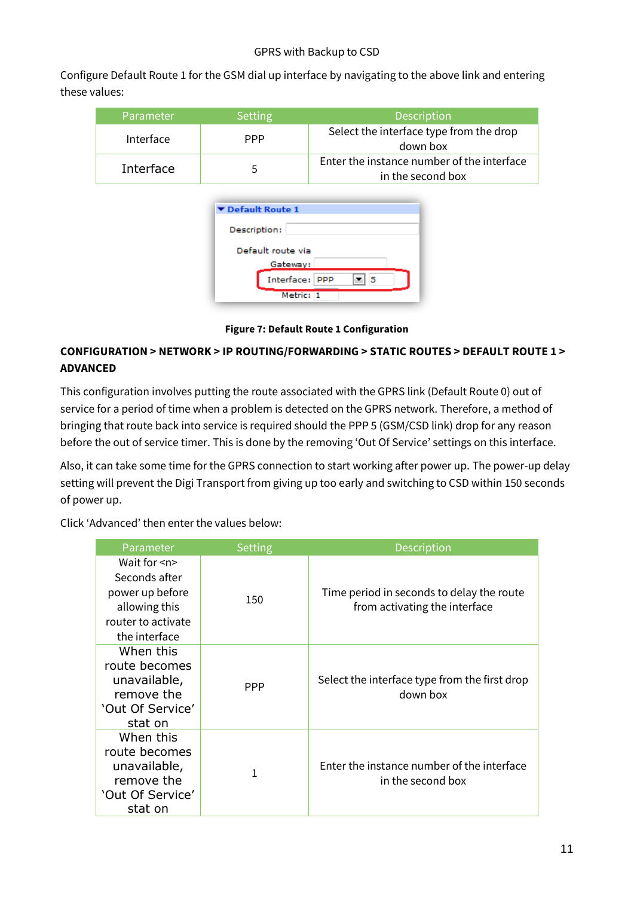GPRS with Backup to CSD

Configure Default Route 1 for the GSM dial up interface by navigating to the above link and entering these values:

| Parameter | Setting | Description |
|---|---|---|
| Interface | PPP | Select the interface type from the drop down box |
| Interface | 5 | Enter the instance number of the interface in the second box |

**Figure 7: Default Route 1 Configuration**

**CONFIGURATION > NETWORK > IP ROUTING/FORWARDING > STATIC ROUTES > DEFAULT ROUTE 1 > ADVANCED**

This configuration involves putting the route associated with the GPRS link (Default Route 0) out of service for a period of time when a problem is detected on the GPRS network. Therefore, a method of bringing that route back into service is required should the PPP 5 (GSM/CSD link) drop for any reason before the out of service timer. This is done by the removing 'Out Of Service' settings on this interface.

Also, it can take some time for the GPRS connection to start working after power up. The power-up delay setting will prevent the Digi Transport from giving up too early and switching to CSD within 150 seconds of power up.

Click 'Advanced' then enter the values below:

| Parameter | Setting | Description |
|---|---|---|
| Wait for <n> Seconds after power up before allowing this router to activate the interface | 150 | Time period in seconds to delay the route from activating the interface |
| When this route becomes unavailable, remove the 'Out Of Service' stat on | PPP | Select the interface type from the first drop down box |
| When this route becomes unavailable, remove the 'Out Of Service' stat on | 1 | Enter the instance number of the interface in the second box |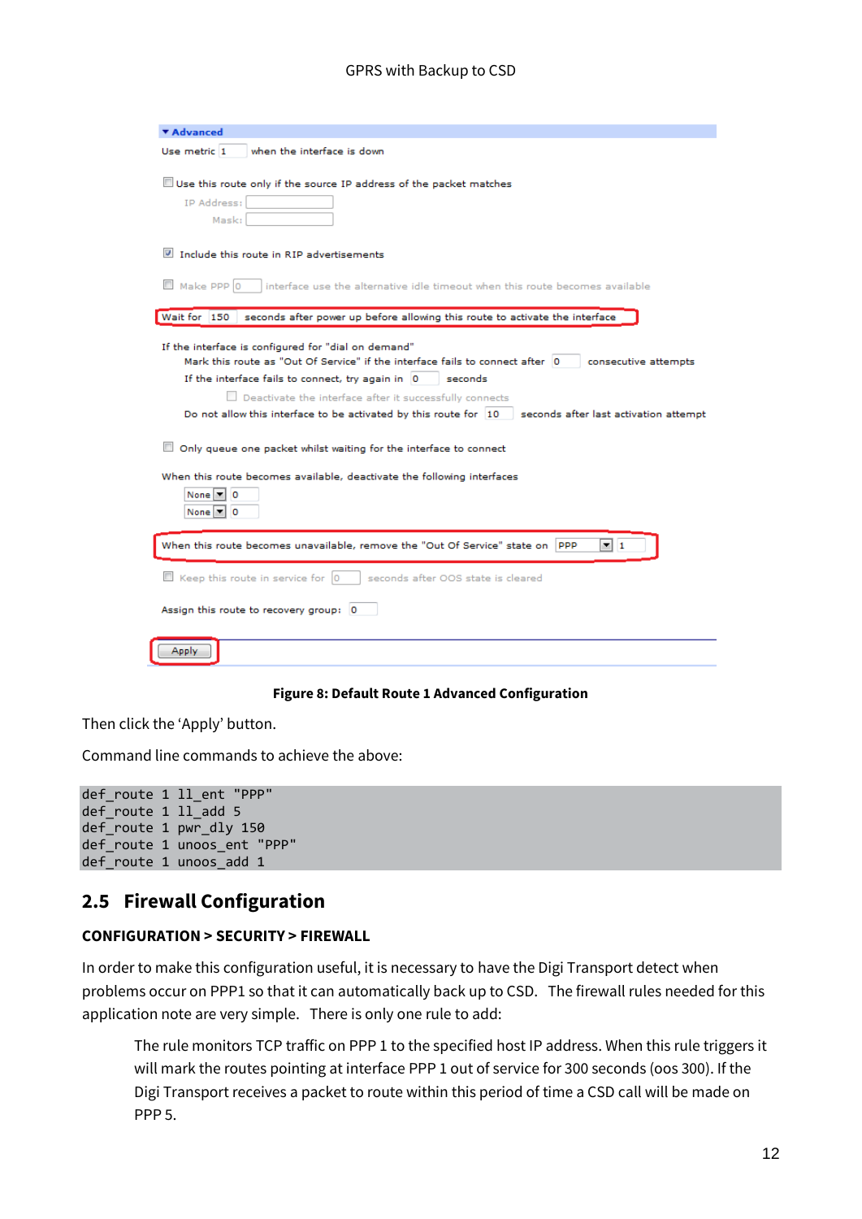**Figure 8: Default Route 1 Advanced Configuration**

Then click the 'Apply' button.

Command line commands to achieve the above:

```
def_route 1 ll_ent "PPP"
def_route 1 ll_add 5
def_route 1 pwr_dly 150
def_route 1 unoos_ent "PPP"
def_route 1 unoos_add 1
```

## 2.5 Firewall Configuration

**CONFIGURATION > SECURITY > FIREWALL**

In order to make this configuration useful, it is necessary to have the Digi Transport detect when problems occur on PPP1 so that it can automatically back up to CSD. The firewall rules needed for this application note are very simple. There is only one rule to add:

> The rule monitors TCP traffic on PPP 1 to the specified host IP address. When this rule triggers it will mark the routes pointing at interface PPP 1 out of service for 300 seconds (oos 300). If the Digi Transport receives a packet to route within this period of time a CSD call will be made on PPP 5.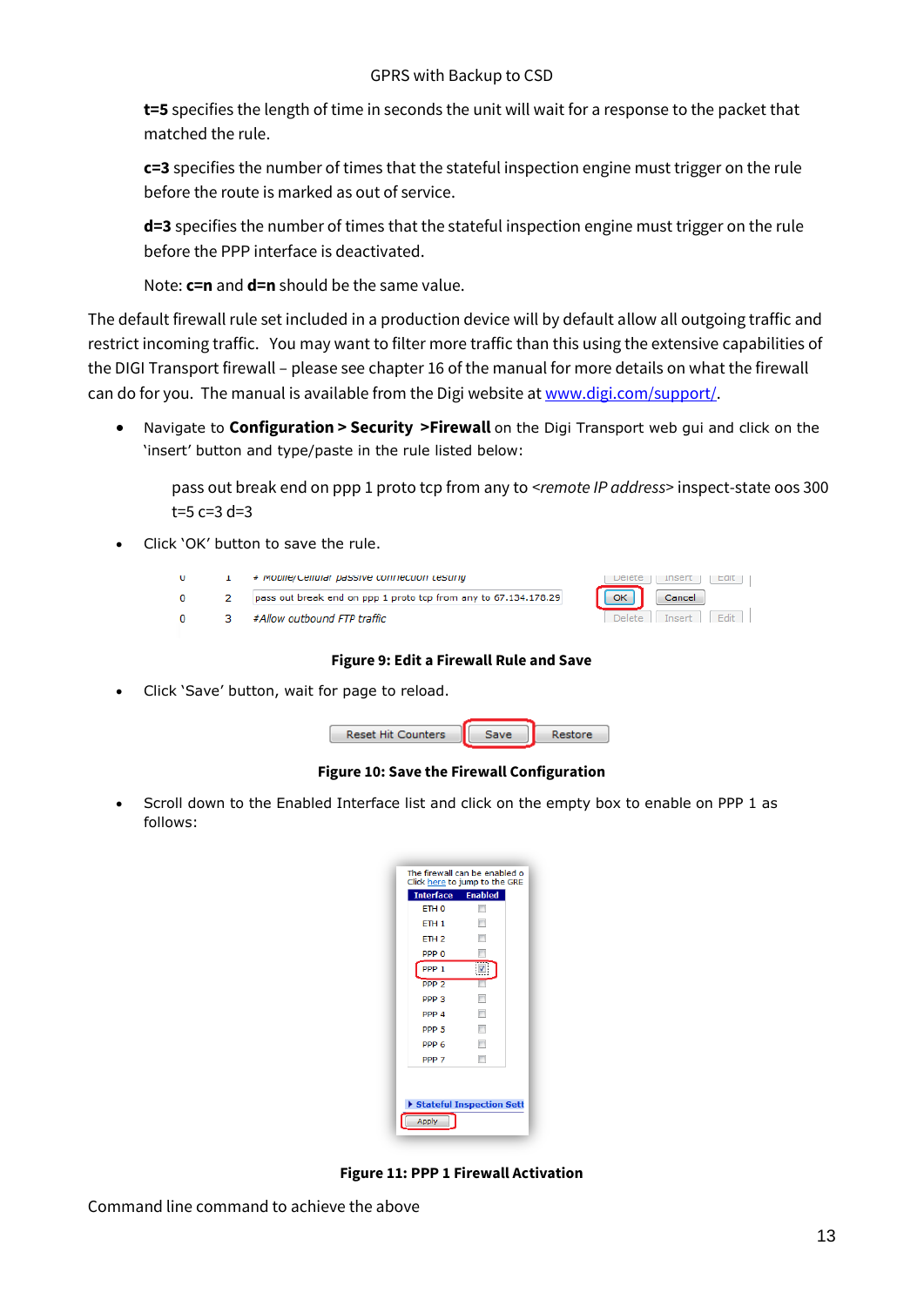**t=5** specifies the length of time in seconds the unit will wait for a response to the packet that matched the rule.

**c=3** specifies the number of times that the stateful inspection engine must trigger on the rule before the route is marked as out of service.

**d=3** specifies the number of times that the stateful inspection engine must trigger on the rule before the PPP interface is deactivated.

Note: **c=n** and **d=n** should be the same value.

The default firewall rule set included in a production device will by default allow all outgoing traffic and restrict incoming traffic. You may want to filter more traffic than this using the extensive capabilities of the DIGI Transport firewall – please see chapter 16 of the manual for more details on what the firewall can do for you. The manual is available from the Digi website at www.digi.com/support/.

- Navigate to **Configuration > Security >Firewall** on the Digi Transport web gui and click on the 'insert' button and type/paste in the rule listed below:

  pass out break end on ppp 1 proto tcp from any to *<remote IP address>* inspect-state oos 300 t=5 c=3 d=3

- Click 'OK' button to save the rule.

**Figure 9: Edit a Firewall Rule and Save**

- Click 'Save' button, wait for page to reload.

**Figure 10: Save the Firewall Configuration**

- Scroll down to the Enabled Interface list and click on the empty box to enable on PPP 1 as follows:

**Figure 11: PPP 1 Firewall Activation**

Command line command to achieve the above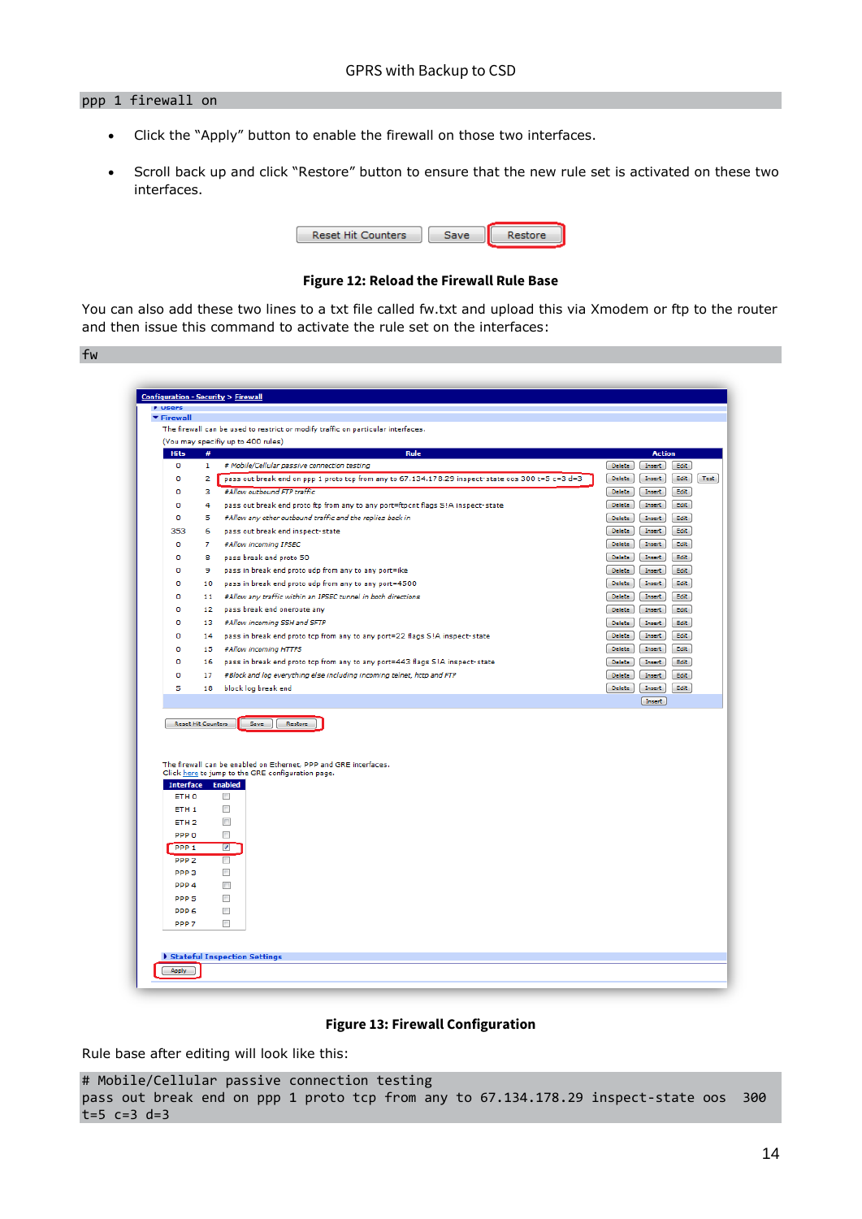```
ppp 1 firewall on
```

- Click the “Apply” button to enable the firewall on those two interfaces.
- Scroll back up and click “Restore” button to ensure that the new rule set is activated on these two interfaces.

**Figure 12: Reload the Firewall Rule Base**

You can also add these two lines to a txt file called fw.txt and upload this via Xmodem or ftp to the router and then issue this command to activate the rule set on the interfaces:

```
fw
```

**Figure 13: Firewall Configuration**

Rule base after editing will look like this:

```
# Mobile/Cellular passive connection testing
pass out break end on ppp 1 proto tcp from any to 67.134.178.29 inspect-state oos  300
t=5 c=3 d=3
```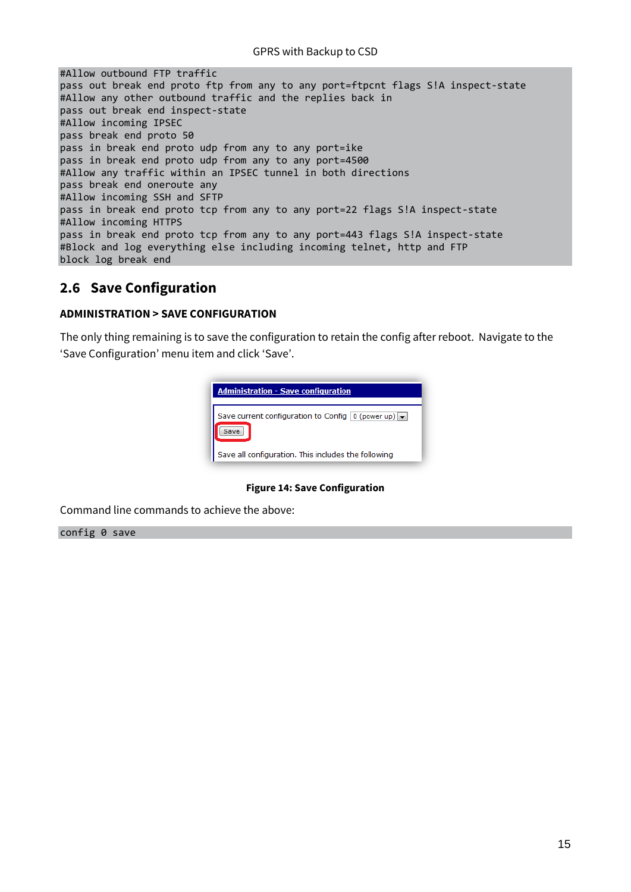```
#Allow outbound FTP traffic
pass out break end proto ftp from any to any port=ftpcnt flags S!A inspect-state
#Allow any other outbound traffic and the replies back in
pass out break end inspect-state
#Allow incoming IPSEC
pass break end proto 50
pass in break end proto udp from any to any port=ike
pass in break end proto udp from any to any port=4500
#Allow any traffic within an IPSEC tunnel in both directions
pass break end oneroute any
#Allow incoming SSH and SFTP
pass in break end proto tcp from any to any port=22 flags S!A inspect-state
#Allow incoming HTTPS
pass in break end proto tcp from any to any port=443 flags S!A inspect-state
#Block and log everything else including incoming telnet, http and FTP
block log break end
```

## 2.6 Save Configuration

**ADMINISTRATION > SAVE CONFIGURATION**

The only thing remaining is to save the configuration to retain the config after reboot. Navigate to the 'Save Configuration' menu item and click 'Save'.

**Figure 14: Save Configuration**

Command line commands to achieve the above:

```
config 0 save
```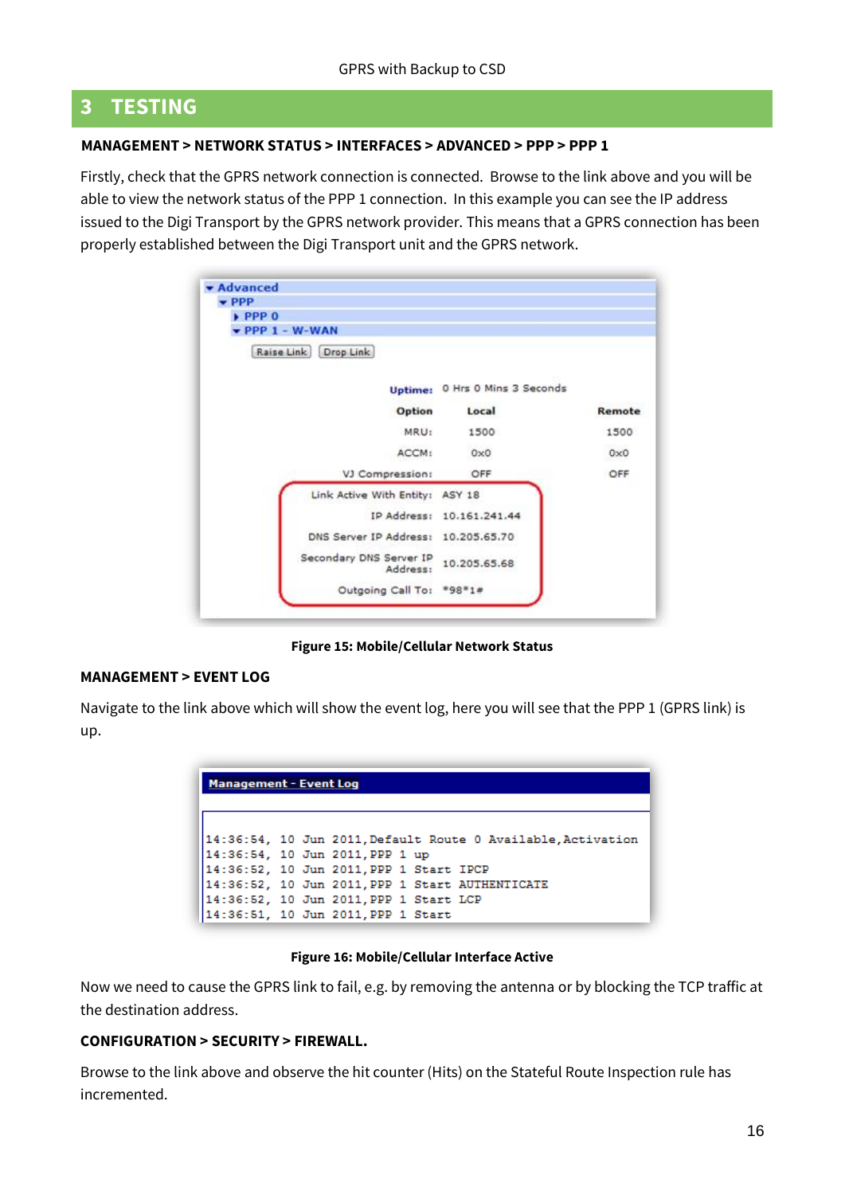# 3 TESTING

**MANAGEMENT > NETWORK STATUS > INTERFACES > ADVANCED > PPP > PPP 1**

Firstly, check that the GPRS network connection is connected. Browse to the link above and you will be able to view the network status of the PPP 1 connection. In this example you can see the IP address issued to the Digi Transport by the GPRS network provider. This means that a GPRS connection has been properly established between the Digi Transport unit and the GPRS network.

**Figure 15: Mobile/Cellular Network Status**

**MANAGEMENT > EVENT LOG**

Navigate to the link above which will show the event log, here you will see that the PPP 1 (GPRS link) is up.

**Figure 16: Mobile/Cellular Interface Active**

Now we need to cause the GPRS link to fail, e.g. by removing the antenna or by blocking the TCP traffic at the destination address.

**CONFIGURATION > SECURITY > FIREWALL.**

Browse to the link above and observe the hit counter (Hits) on the Stateful Route Inspection rule has incremented.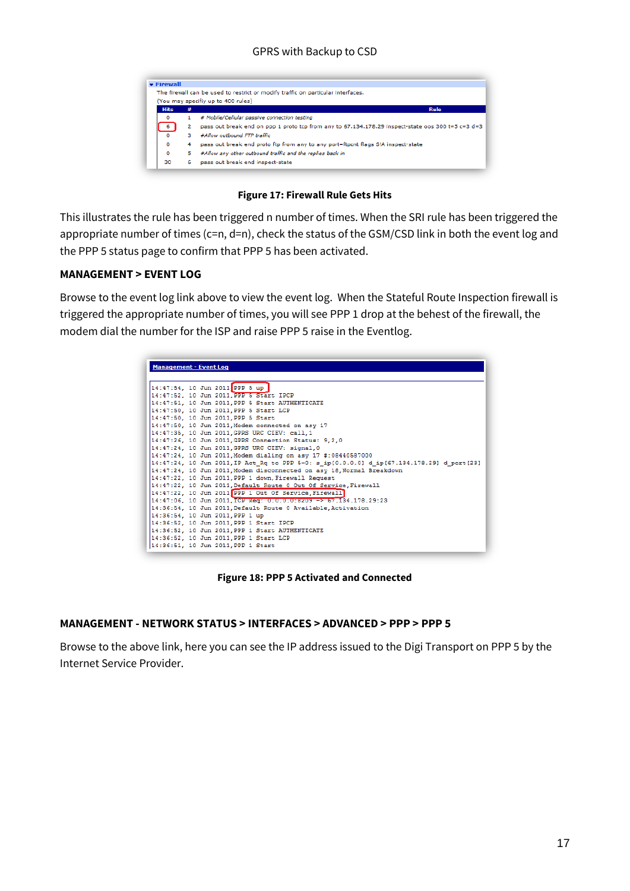Figure 17: Firewall Rule Gets Hits

This illustrates the rule has been triggered n number of times. When the SRI rule has been triggered the appropriate number of times (c=n, d=n), check the status of the GSM/CSD link in both the event log and the PPP 5 status page to confirm that PPP 5 has been activated.

**MANAGEMENT > EVENT LOG**

Browse to the event log link above to view the event log. When the Stateful Route Inspection firewall is triggered the appropriate number of times, you will see PPP 1 drop at the behest of the firewall, the modem dial the number for the ISP and raise PPP 5 raise in the Eventlog.

Figure 18: PPP 5 Activated and Connected

**MANAGEMENT - NETWORK STATUS > INTERFACES > ADVANCED > PPP > PPP 5**

Browse to the above link, here you can see the IP address issued to the Digi Transport on PPP 5 by the Internet Service Provider.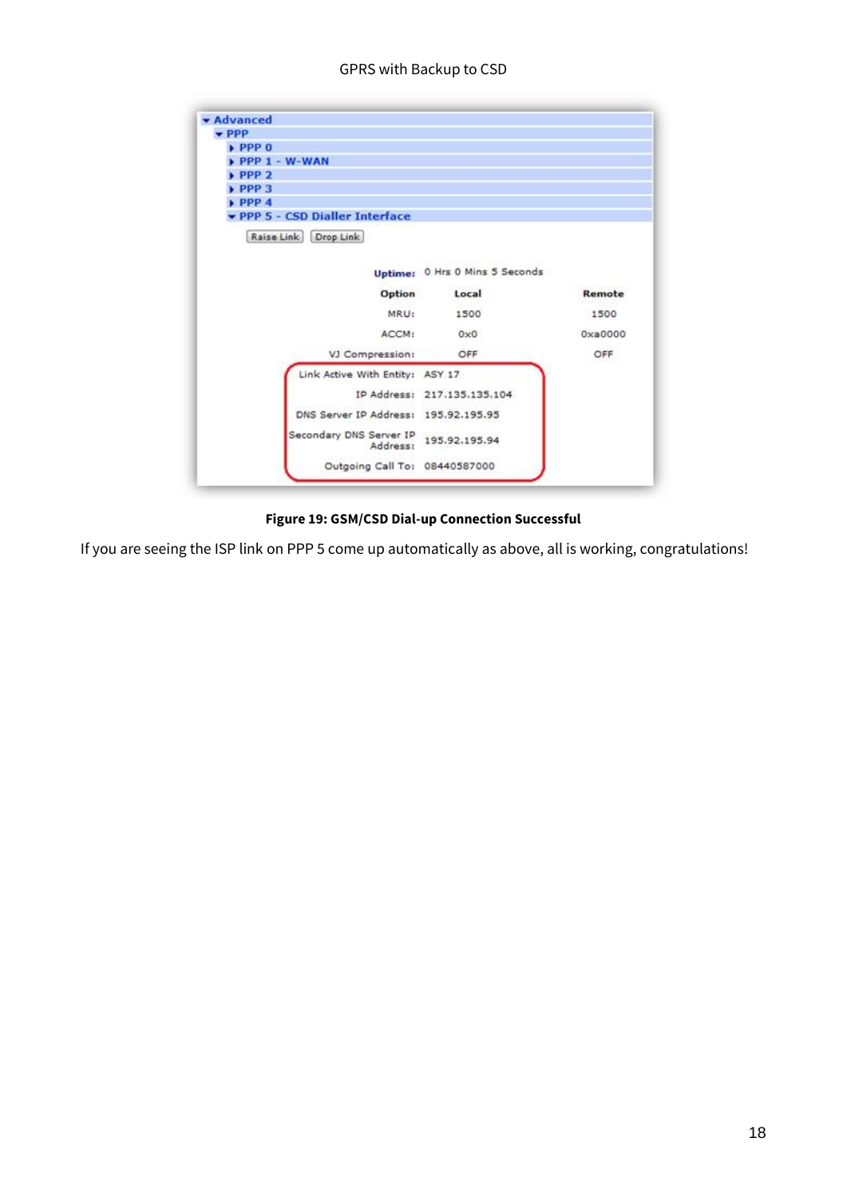- Advanced
  - PPP
    - PPP 0
    - PPP 1 - W-WAN
    - PPP 2
    - PPP 3
    - PPP 4
    - PPP 5 - CSD Dialler Interface

Raise Link | Drop Link

| | | |
|---|---|---|
| **Uptime:** | 0 Hrs 0 Mins 5 Seconds | |
| **Option** | **Local** | **Remote** |
| MRU: | 1500 | 1500 |
| ACCM: | 0x0 | 0xa0000 |
| VJ Compression: | OFF | OFF |
| Link Active With Entity: | ASY 17 | |
| IP Address: | 217.135.135.104 | |
| DNS Server IP Address: | 195.92.195.95 | |
| Secondary DNS Server IP Address: | 195.92.195.94 | |
| Outgoing Call To: | 08440587000 | |

**Figure 19: GSM/CSD Dial-up Connection Successful**

If you are seeing the ISP link on PPP 5 come up automatically as above, all is working, congratulations!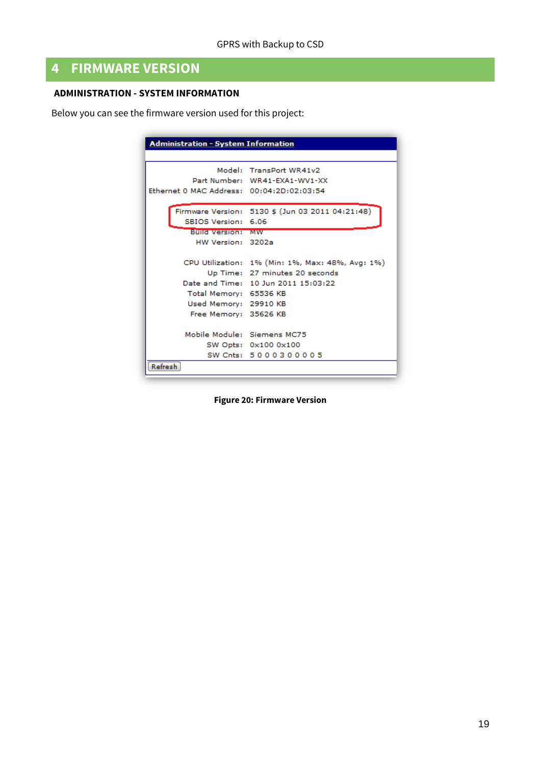# 4 FIRMWARE VERSION

**ADMINISTRATION - SYSTEM INFORMATION**

Below you can see the firmware version used for this project:

**Administration - System Information**

| | |
|---|---|
| Model: | TransPort WR41v2 |
| Part Number: | WR41-EXA1-WV1-XX |
| Ethernet 0 MAC Address: | 00:04:2D:02:03:54 |
| Firmware Version: | 5130 $ (Jun 03 2011 04:21:48) |
| SBIOS Version: | 6.06 |
| Build Version: | MW |
| HW Version: | 3202a |
| CPU Utilization: | 1% (Min: 1%, Max: 48%, Avg: 1%) |
| Up Time: | 27 minutes 20 seconds |
| Date and Time: | 10 Jun 2011 15:03:22 |
| Total Memory: | 65536 KB |
| Used Memory: | 29910 KB |
| Free Memory: | 35626 KB |
| Mobile Module: | Siemens MC75 |
| SW Opts: | 0x100 0x100 |
| SW Cnts: | 5 0 0 0 3 0 0 0 0 5 |

Refresh

**Figure 20: Firmware Version**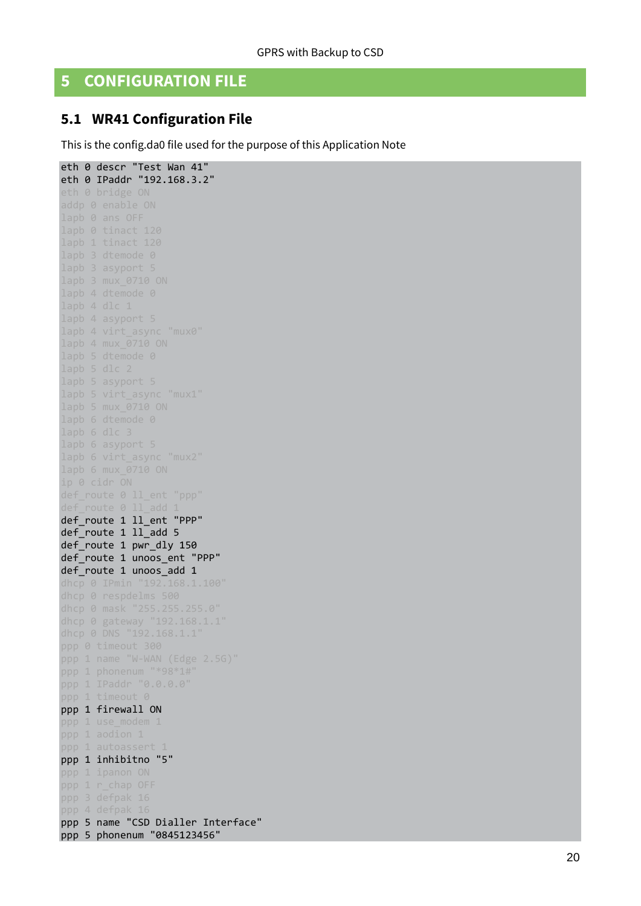# 5 CONFIGURATION FILE

## 5.1 WR41 Configuration File

This is the config.da0 file used for the purpose of this Application Note

```
eth 0 descr "Test Wan 41"
eth 0 IPaddr "192.168.3.2"
eth 0 bridge ON
addp 0 enable ON
lapb 0 ans OFF
lapb 0 tinact 120
lapb 1 tinact 120
lapb 3 dtemode 0
lapb 3 asyport 5
lapb 3 mux_0710 ON
lapb 4 dtemode 0
lapb 4 dlc 1
lapb 4 asyport 5
lapb 4 virt_async "mux0"
lapb 4 mux_0710 ON
lapb 5 dtemode 0
lapb 5 dlc 2
lapb 5 asyport 5
lapb 5 virt_async "mux1"
lapb 5 mux_0710 ON
lapb 6 dtemode 0
lapb 6 dlc 3
lapb 6 asyport 5
lapb 6 virt_async "mux2"
lapb 6 mux_0710 ON
ip 0 cidr ON
def_route 0 ll_ent "ppp"
def_route 0 ll_add 1
def_route 1 ll_ent "PPP"
def_route 1 ll_add 5
def_route 1 pwr_dly 150
def_route 1 unoos_ent "PPP"
def_route 1 unoos_add 1
dhcp 0 IPmin "192.168.1.100"
dhcp 0 respdelms 500
dhcp 0 mask "255.255.255.0"
dhcp 0 gateway "192.168.1.1"
dhcp 0 DNS "192.168.1.1"
ppp 0 timeout 300
ppp 1 name "W-WAN (Edge 2.5G)"
ppp 1 phonenum "*98*1#"
ppp 1 IPaddr "0.0.0.0"
ppp 1 timeout 0
ppp 1 firewall ON
ppp 1 use_modem 1
ppp 1 aodion 1
ppp 1 autoassert 1
ppp 1 inhibitno "5"
ppp 1 ipanon ON
ppp 1 r_chap OFF
ppp 3 defpak 16
ppp 4 defpak 16
ppp 5 name "CSD Dialler Interface"
ppp 5 phonenum "0845123456"
```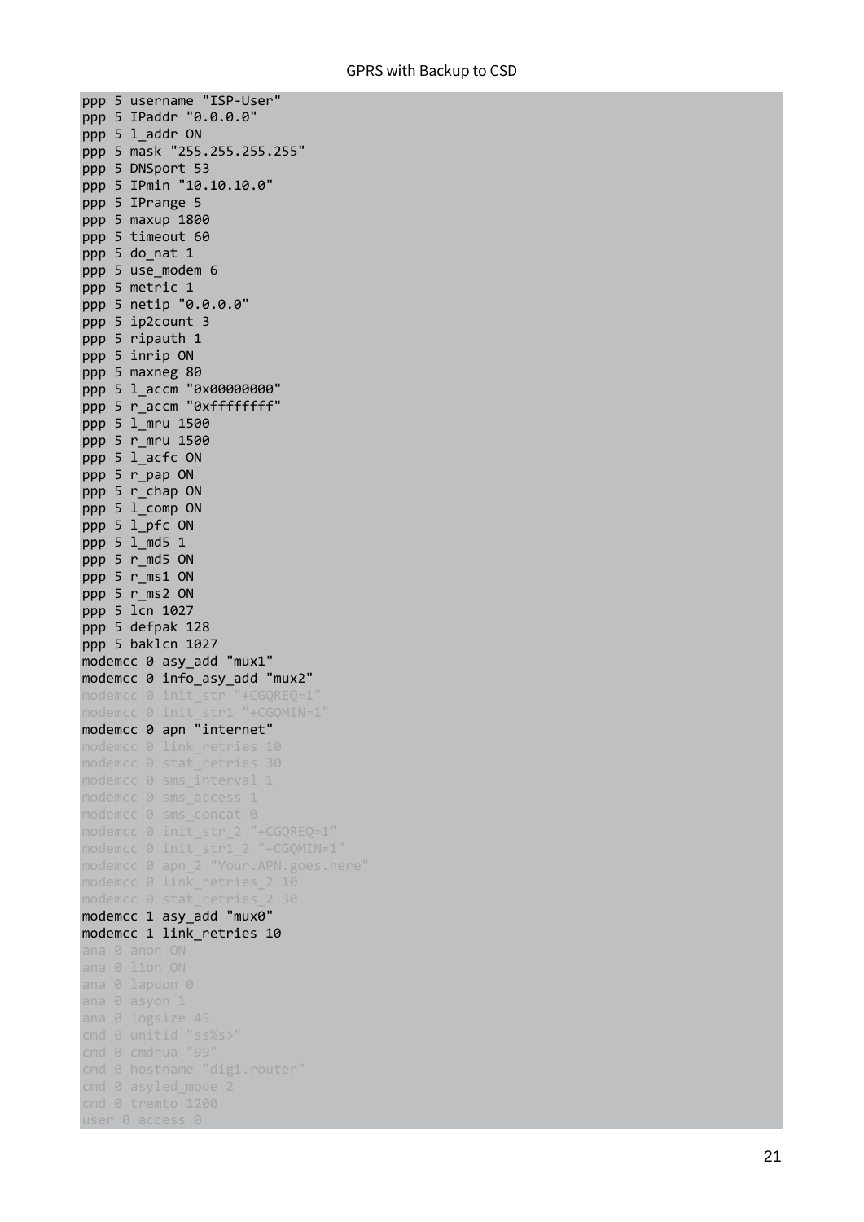```
ppp 5 username "ISP-User"
ppp 5 IPaddr "0.0.0.0"
ppp 5 l_addr ON
ppp 5 mask "255.255.255.255"
ppp 5 DNSport 53
ppp 5 IPmin "10.10.10.0"
ppp 5 IPrange 5
ppp 5 maxup 1800
ppp 5 timeout 60
ppp 5 do_nat 1
ppp 5 use_modem 6
ppp 5 metric 1
ppp 5 netip "0.0.0.0"
ppp 5 ip2count 3
ppp 5 ripauth 1
ppp 5 inrip ON
ppp 5 maxneg 80
ppp 5 l_accm "0x00000000"
ppp 5 r_accm "0xffffffff"
ppp 5 l_mru 1500
ppp 5 r_mru 1500
ppp 5 l_acfc ON
ppp 5 r_pap ON
ppp 5 r_chap ON
ppp 5 l_comp ON
ppp 5 l_pfc ON
ppp 5 l_md5 1
ppp 5 r_md5 ON
ppp 5 r_ms1 ON
ppp 5 r_ms2 ON
ppp 5 lcn 1027
ppp 5 defpak 128
ppp 5 baklcn 1027
modemcc 0 asy_add "mux1"
modemcc 0 info_asy_add "mux2"
modemcc 0 init_str "+CGQREQ=1"
modemcc 0 init_str1 "+CGQMIN=1"
modemcc 0 apn "internet"
modemcc 0 link_retries 10
modemcc 0 stat_retries 30
modemcc 0 sms_interval 1
modemcc 0 sms_access 1
modemcc 0 sms_concat 0
modemcc 0 init_str_2 "+CGQREQ=1"
modemcc 0 init_str1_2 "+CGQMIN=1"
modemcc 0 apn_2 "Your.APN.goes.here"
modemcc 0 link_retries_2 10
modemcc 0 stat_retries_2 30
modemcc 1 asy_add "mux0"
modemcc 1 link_retries 10
ana 0 anon ON
ana 0 l1on ON
ana 0 lapdon 0
ana 0 asyon 1
ana 0 logsize 45
cmd 0 unitid "ss%s>"
cmd 0 cmdnua "99"
cmd 0 hostname "digi.router"
cmd 0 asyled_mode 2
cmd 0 tremto 1200
user 0 access 0
```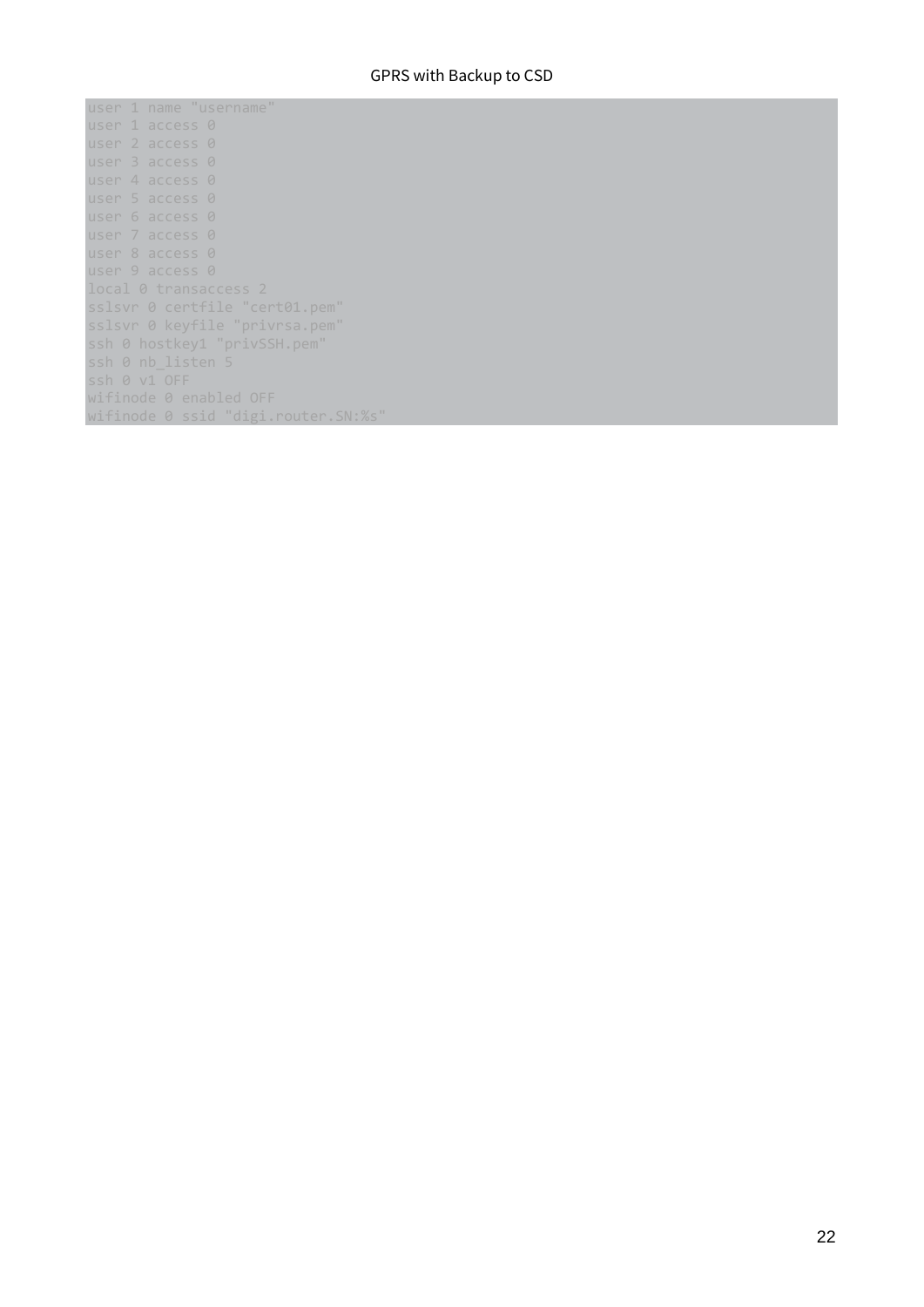```
user 1 name "username"
user 1 access 0
user 2 access 0
user 3 access 0
user 4 access 0
user 5 access 0
user 6 access 0
user 7 access 0
user 8 access 0
user 9 access 0
local 0 transaccess 2
sslsvr 0 certfile "cert01.pem"
sslsvr 0 keyfile "privrsa.pem"
ssh 0 hostkey1 "privSSH.pem"
ssh 0 nb_listen 5
ssh 0 v1 OFF
wifinode 0 enabled OFF
wifinode 0 ssid "digi.router.SN:%s"
```